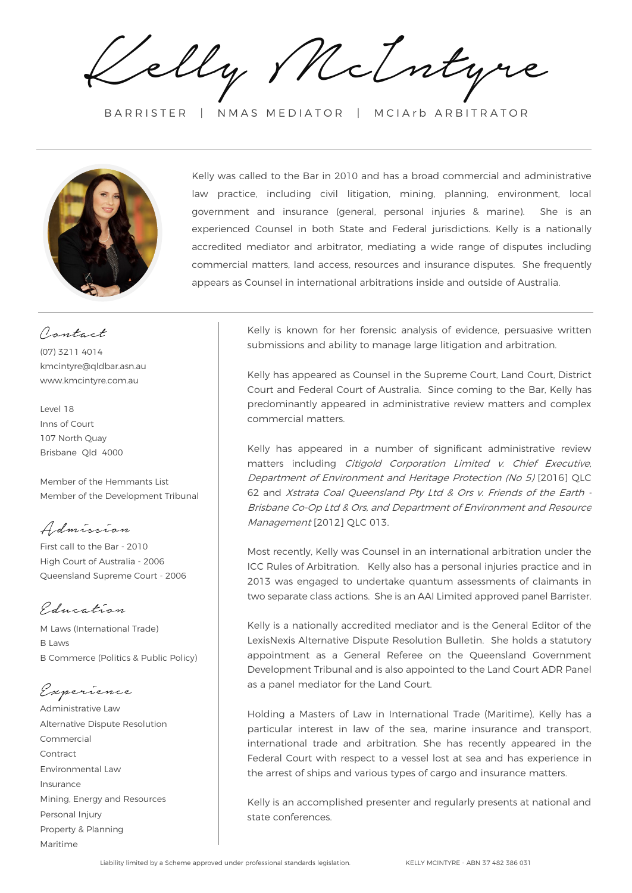# Kelly McIntyre

BARRISTER | NMAS MEDIATOR | MCIArb ARBITRATOR

Kelly was called to the Bar in 2010 and has a broad commercial and administrative law practice, including civil litigation, mining, planning, environment, local government and insurance (general, personal injuries & marine). She is an experienced Counsel in both State and Federal jurisdictions. Kelly is a nationally accredited mediator and arbitrator, mediating a wide range of disputes including commercial matters, land access, resources and insurance disputes. She frequently appears as Counsel in international arbitrations inside and outside of Australia.

## Contact

(07) 3211 4014
kmcintyre@qldbar.asn.au
www.kmcintyre.com.au

Level 18
Inns of Court
107 North Quay
Brisbane Qld 4000

Member of the Hemmants List
Member of the Development Tribunal

## Admission

First call to the Bar - 2010
High Court of Australia - 2006
Queensland Supreme Court - 2006

## Education

M Laws (International Trade)
B Laws
B Commerce (Politics & Public Policy)

## Experience

- Administrative Law
- Alternative Dispute Resolution
- Commercial
- Contract
- Environmental Law
- Insurance
- Mining, Energy and Resources
- Personal Injury
- Property & Planning
- Maritime

Kelly is known for her forensic analysis of evidence, persuasive written submissions and ability to manage large litigation and arbitration.

Kelly has appeared as Counsel in the Supreme Court, Land Court, District Court and Federal Court of Australia. Since coming to the Bar, Kelly has predominantly appeared in administrative review matters and complex commercial matters.

Kelly has appeared in a number of significant administrative review matters including *Citigold Corporation Limited v. Chief Executive, Department of Environment and Heritage Protection (No 5)* [2016] QLC 62 and *Xstrata Coal Queensland Pty Ltd & Ors v. Friends of the Earth - Brisbane Co-Op Ltd & Ors, and Department of Environment and Resource Management* [2012] QLC 013.

Most recently, Kelly was Counsel in an international arbitration under the ICC Rules of Arbitration. Kelly also has a personal injuries practice and in 2013 was engaged to undertake quantum assessments of claimants in two separate class actions. She is an AAI Limited approved panel Barrister.

Kelly is a nationally accredited mediator and is the General Editor of the LexisNexis Alternative Dispute Resolution Bulletin. She holds a statutory appointment as a General Referee on the Queensland Government Development Tribunal and is also appointed to the Land Court ADR Panel as a panel mediator for the Land Court.

Holding a Masters of Law in International Trade (Maritime), Kelly has a particular interest in law of the sea, marine insurance and transport, international trade and arbitration. She has recently appeared in the Federal Court with respect to a vessel lost at sea and has experience in the arrest of ships and various types of cargo and insurance matters.

Kelly is an accomplished presenter and regularly presents at national and state conferences.

Liability limited by a Scheme approved under professional standards legislation. KELLY MCINTYRE - ABN 37 482 386 031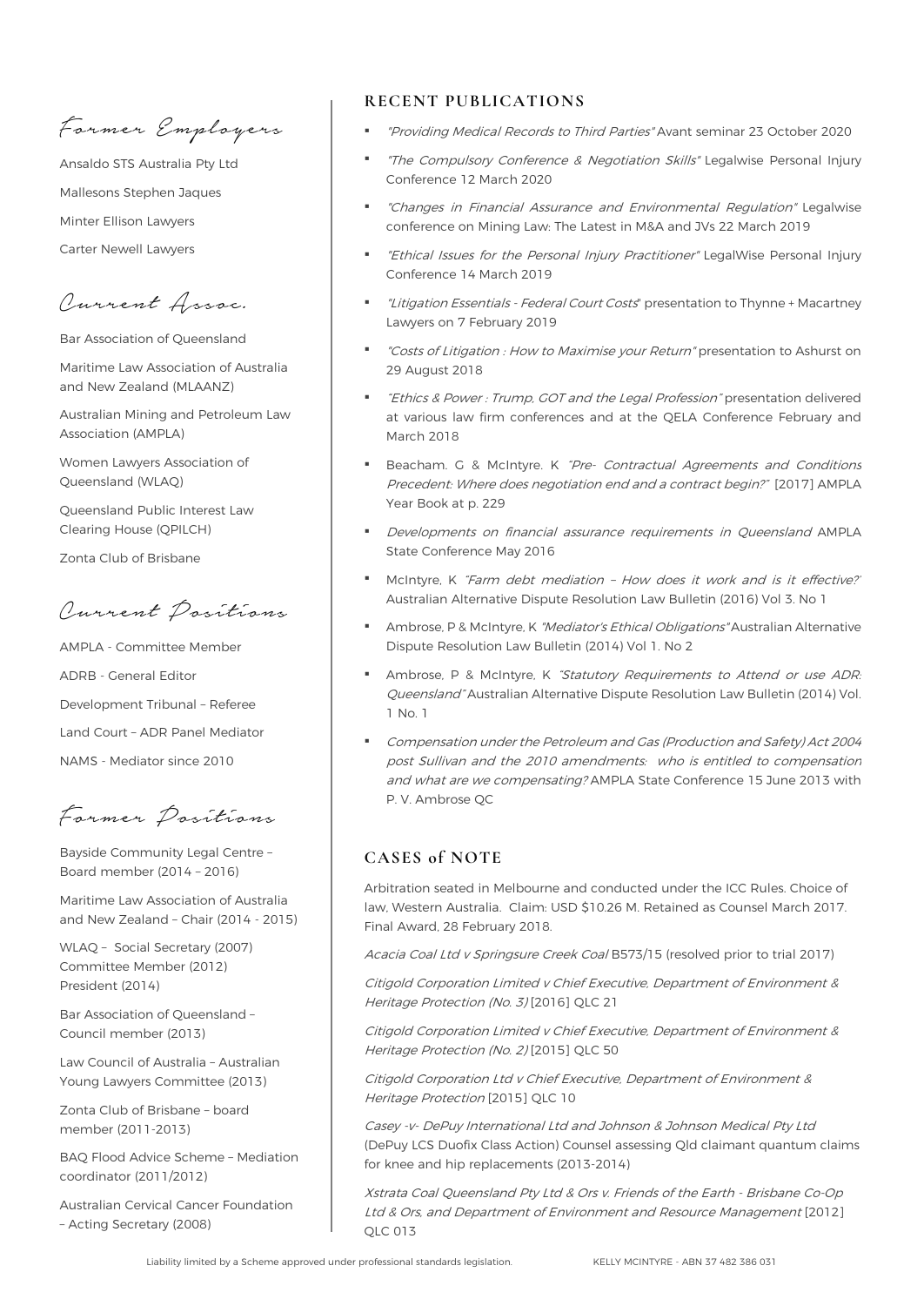## Former Employers

Ansaldo STS Australia Pty Ltd

Mallesons Stephen Jaques

Minter Ellison Lawyers

Carter Newell Lawyers

## Current Assoc.

Bar Association of Queensland

Maritime Law Association of Australia and New Zealand (MLAANZ)

Australian Mining and Petroleum Law Association (AMPLA)

Women Lawyers Association of Queensland (WLAQ)

Queensland Public Interest Law Clearing House (QPILCH)

Zonta Club of Brisbane

## Current Positions

AMPLA - Committee Member

ADRB - General Editor

Development Tribunal – Referee

Land Court – ADR Panel Mediator

NAMS - Mediator since 2010

## Former Positions

Bayside Community Legal Centre – Board member (2014 – 2016)

Maritime Law Association of Australia and New Zealand – Chair (2014 - 2015)

WLAQ – Social Secretary (2007)
Committee Member (2012)
President (2014)

Bar Association of Queensland – Council member (2013)

Law Council of Australia – Australian Young Lawyers Committee (2013)

Zonta Club of Brisbane – board member (2011-2013)

BAQ Flood Advice Scheme – Mediation coordinator (2011/2012)

Australian Cervical Cancer Foundation – Acting Secretary (2008)

## RECENT PUBLICATIONS

- *"Providing Medical Records to Third Parties"* Avant seminar 23 October 2020
- *"The Compulsory Conference & Negotiation Skills"* Legalwise Personal Injury Conference 12 March 2020
- *"Changes in Financial Assurance and Environmental Regulation"* Legalwise conference on Mining Law: The Latest in M&A and JVs 22 March 2019
- *"Ethical Issues for the Personal Injury Practitioner"* LegalWise Personal Injury Conference 14 March 2019
- *"Litigation Essentials - Federal Court Costs*" presentation to Thynne + Macartney Lawyers on 7 February 2019
- *"Costs of Litigation : How to Maximise your Return"* presentation to Ashurst on 29 August 2018
- *"Ethics & Power : Trump, GOT and the Legal Profession"* presentation delivered at various law firm conferences and at the QELA Conference February and March 2018
- Beacham. G & McIntyre. K *"Pre- Contractual Agreements and Conditions Precedent: Where does negotiation end and a contract begin?"* [2017] AMPLA Year Book at p. 229
- *Developments on financial assurance requirements in Queensland* AMPLA State Conference May 2016
- McIntyre, K *"Farm debt mediation – How does it work and is it effective?'* Australian Alternative Dispute Resolution Law Bulletin (2016) Vol 3. No 1
- Ambrose, P & McIntyre, K *"Mediator's Ethical Obligations"* Australian Alternative Dispute Resolution Law Bulletin (2014) Vol 1. No 2
- Ambrose, P & McIntyre, K *"Statutory Requirements to Attend or use ADR: Queensland"* Australian Alternative Dispute Resolution Law Bulletin (2014) Vol. 1 No. 1
- *Compensation under the Petroleum and Gas (Production and Safety) Act 2004 post Sullivan and the 2010 amendments: who is entitled to compensation and what are we compensating?* AMPLA State Conference 15 June 2013 with P. V. Ambrose QC

## CASES of NOTE

Arbitration seated in Melbourne and conducted under the ICC Rules. Choice of law, Western Australia. Claim: USD $10.26 M. Retained as Counsel March 2017. Final Award, 28 February 2018.

*Acacia Coal Ltd v Springsure Creek Coal* B573/15 (resolved prior to trial 2017)

*Citigold Corporation Limited v Chief Executive, Department of Environment & Heritage Protection (No. 3)* [2016] QLC 21

*Citigold Corporation Limited v Chief Executive, Department of Environment & Heritage Protection (No. 2)* [2015] QLC 50

*Citigold Corporation Ltd v Chief Executive, Department of Environment & Heritage Protection* [2015] QLC 10

*Casey -v- DePuy International Ltd and Johnson & Johnson Medical Pty Ltd* (DePuy LCS Duofix Class Action) Counsel assessing Qld claimant quantum claims for knee and hip replacements (2013-2014)

*Xstrata Coal Queensland Pty Ltd & Ors v. Friends of the Earth - Brisbane Co-Op Ltd & Ors, and Department of Environment and Resource Management* [2012] QLC 013

Liability limited by a Scheme approved under professional standards legislation. KELLY MCINTYRE - ABN 37 482 386 031